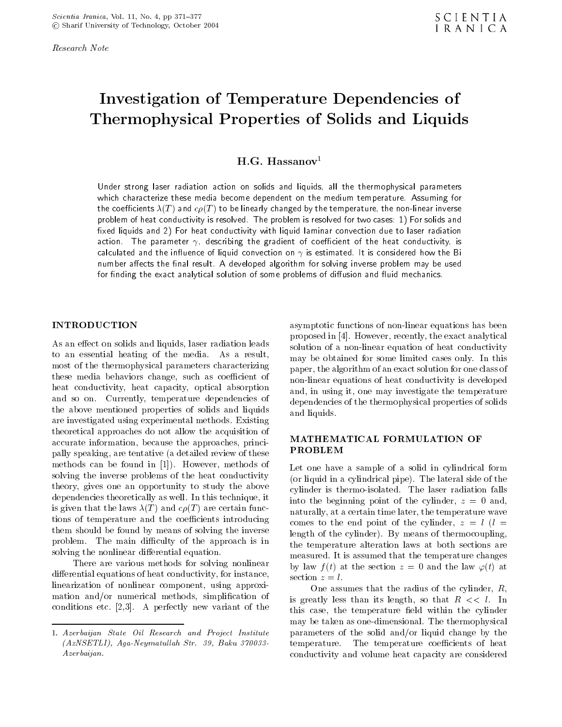*Research Note*

# Investigation of Temperature Dependencies of Thermophysical Properties of Solids and Liquids

**H.G. Hassanov**[1]

Under strong laser radiation action on solids and liquids, all the thermophysical parameters which characterize these media become dependent on the medium temperature. Assuming for the coefficients $\lambda(T)$ and $c\rho(T)$ to be linearly changed by the temperature, the non-linear inverse problem of heat conductivity is resolved. The problem is resolved for two cases: 1) For solids and fixed liquids and 2) For heat conductivity with liquid laminar convection due to laser radiation action. The parameter $\gamma$, describing the gradient of coefficient of the heat conductivity, is calculated and the influence of liquid convection on $\gamma$ is estimated. It is considered how the Bi number affects the final result. A developed algorithm for solving inverse problem may be used for finding the exact analytical solution of some problems of diffusion and fluid mechanics.

## INTRODUCTION

As an effect on solids and liquids, laser radiation leads to an essential heating of the media. As a result, most of the thermophysical parameters characterizing these media behaviors change, such as coefficient of heat conductivity, heat capacity, optical absorption and so on. Currently, temperature dependencies of the above mentioned properties of solids and liquids are investigated using experimental methods. Existing theoretical approaches do not allow the acquisition of accurate information, because the approaches, principally speaking, are tentative (a detailed review of these methods can be found in [1]). However, methods of solving the inverse problems of the heat conductivity theory, gives one an opportunity to study the above dependencies theoretically as well. In this technique, it is given that the laws $\lambda(T)$ and $c\rho(T)$ are certain functions of temperature and the coefficients introducing them should be found by means of solving the inverse problem. The main difficulty of the approach is in solving the nonlinear differential equation.

There are various methods for solving nonlinear differential equations of heat conductivity, for instance, linearization of nonlinear component, using approximation and/or numerical methods, simplification of conditions etc. [2,3]. A perfectly new variant of the asymptotic functions of non-linear equations has been proposed in [4]. However, recently, the exact analytical solution of a non-linear equation of heat conductivity may be obtained for some limited cases only. In this paper, the algorithm of an exact solution for one class of non-linear equations of heat conductivity is developed and, in using it, one may investigate the temperature dependencies of the thermophysical properties of solids and liquids.

## MATHEMATICAL FORMULATION OF PROBLEM

Let one have a sample of a solid in cylindrical form (or liquid in a cylindrical pipe). The lateral side of the cylinder is thermo-isolated. The laser radiation falls into the beginning point of the cylinder, $z = 0$ and, naturally, at a certain time later, the temperature wave comes to the end point of the cylinder, $z = l$ ($l$ = length of the cylinder). By means of thermocoupling, the temperature alteration laws at both sections are measured. It is assumed that the temperature changes by law $f(t)$ at the section $z = 0$ and the law $\varphi(t)$ at section $z = l$.

One assumes that the radius of the cylinder, $R$, is greatly less than its length, so that $R << l$. In this case, the temperature field within the cylinder may be taken as one-dimensional. The thermophysical parameters of the solid and/or liquid change by the temperature. The temperature coefficients of heat conductivity and volume heat capacity are considered

---

1. *Azerbaijan State Oil Research and Project Institute (AzNSETLI), Aga-Neymatullah Str. 39, Baku 370033-Azerbaijan.*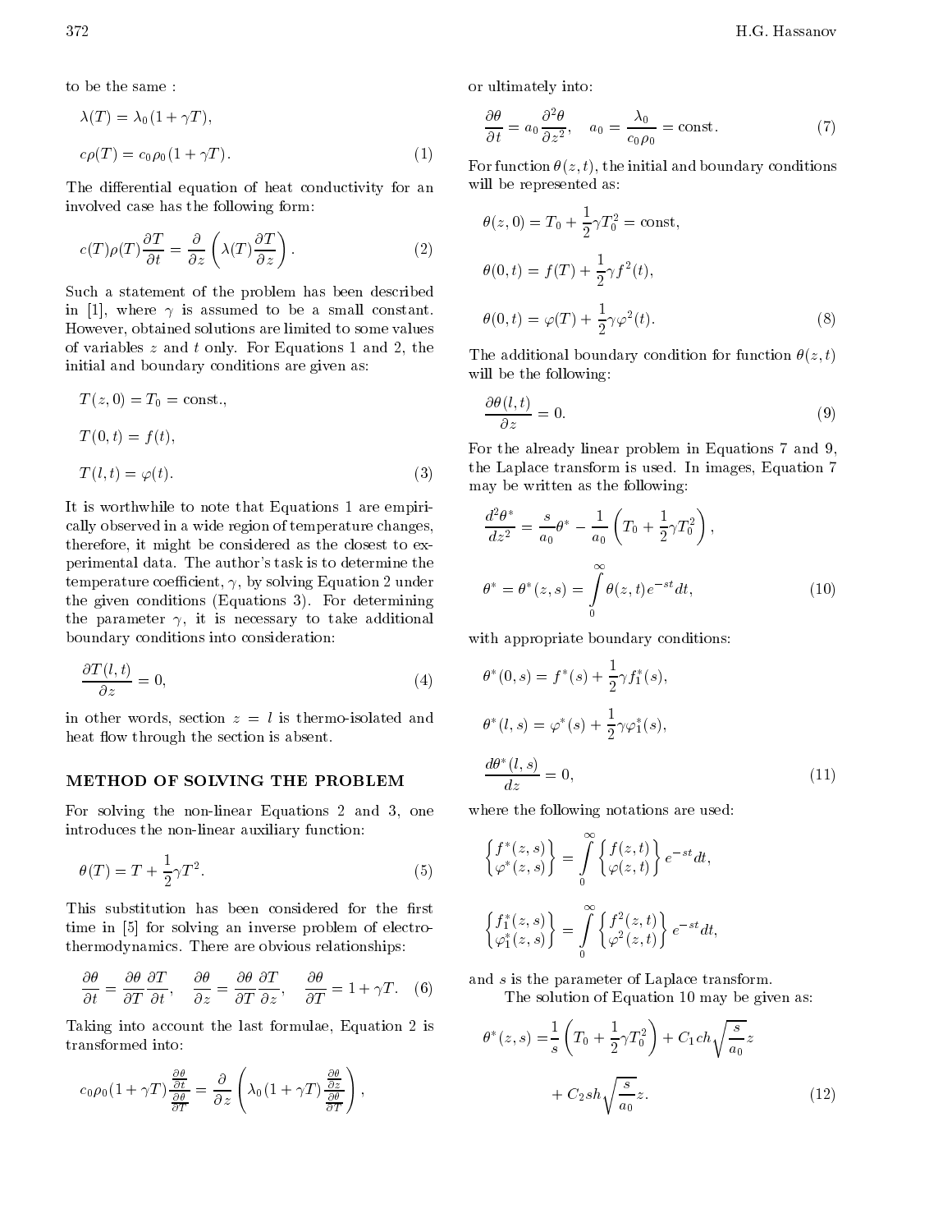to be the same :

$$\lambda(T) = \lambda_0(1+\gamma T),$$

$$c\rho(T) = c_0\rho_0(1+\gamma T). \tag{1}$$

The differential equation of heat conductivity for an involved case has the following form:

$$c(T)\rho(T)\frac{\partial T}{\partial t} = \frac{\partial}{\partial z}\left(\lambda(T)\frac{\partial T}{\partial z}\right). \tag{2}$$

Such a statement of the problem has been described in [1], where $\gamma$ is assumed to be a small constant. However, obtained solutions are limited to some values of variables $z$ and $t$ only. For Equations 1 and 2, the initial and boundary conditions are given as:

$$T(z,0) = T_0 = \text{const.},$$

$$T(0,t) = f(t),$$

$$T(l,t) = \varphi(t). \tag{3}$$

It is worthwhile to note that Equations 1 are empirically observed in a wide region of temperature changes, therefore, it might be considered as the closest to experimental data. The author's task is to determine the temperature coefficient, $\gamma$, by solving Equation 2 under the given conditions (Equations 3). For determining the parameter $\gamma$, it is necessary to take additional boundary conditions into consideration:

$$\frac{\partial T(l,t)}{\partial z} = 0, \tag{4}$$

in other words, section $z = l$ is thermo-isolated and heat flow through the section is absent.

## METHOD OF SOLVING THE PROBLEM

For solving the non-linear Equations 2 and 3, one introduces the non-linear auxiliary function:

$$\theta(T) = T + \frac{1}{2}\gamma T^2. \tag{5}$$

This substitution has been considered for the first time in [5] for solving an inverse problem of electro-thermodynamics. There are obvious relationships:

$$\frac{\partial\theta}{\partial t} = \frac{\partial\theta}{\partial T}\frac{\partial T}{\partial t}, \quad \frac{\partial\theta}{\partial z} = \frac{\partial\theta}{\partial T}\frac{\partial T}{\partial z}, \quad \frac{\partial\theta}{\partial T} = 1+\gamma T. \tag{6}$$

Taking into account the last formulae, Equation 2 is transformed into:

$$c_0\rho_0(1+\gamma T)\frac{\frac{\partial\theta}{\partial t}}{\frac{\partial\theta}{\partial T}} = \frac{\partial}{\partial z}\left(\lambda_0(1+\gamma T)\frac{\frac{\partial\theta}{\partial z}}{\frac{\partial\theta}{\partial T}}\right),$$

or ultimately into:

$$\frac{\partial\theta}{\partial t} = a_0\frac{\partial^2\theta}{\partial z^2}, \quad a_0 = \frac{\lambda_0}{c_0\rho_0} = \text{const}. \tag{7}$$

For function $\theta(z,t)$, the initial and boundary conditions will be represented as:

$$\theta(z,0) = T_0 + \frac{1}{2}\gamma T_0^2 = \text{const},$$

$$\theta(0,t) = f(T) + \frac{1}{2}\gamma f^2(t),$$

$$\theta(0,t) = \varphi(T) + \frac{1}{2}\gamma\varphi^2(t). \tag{8}$$

The additional boundary condition for function $\theta(z,t)$ will be the following:

$$\frac{\partial\theta(l,t)}{\partial z} = 0. \tag{9}$$

For the already linear problem in Equations 7 and 9, the Laplace transform is used. In images, Equation 7 may be written as the following:

$$\frac{d^2\theta^*}{dz^2} = \frac{s}{a_0}\theta^* - \frac{1}{a_0}\left(T_0 + \frac{1}{2}\gamma T_0^2\right),$$

$$\theta^* = \theta^*(z,s) = \int_0^\infty \theta(z,t)e^{-st}dt, \tag{10}$$

with appropriate boundary conditions:

$$\theta^*(0,s) = f^*(s) + \frac{1}{2}\gamma f_1^*(s),$$

$$\theta^*(l,s) = \varphi^*(s) + \frac{1}{2}\gamma\varphi_1^*(s),$$

$$\frac{d\theta^*(l,s)}{dz} = 0, \tag{11}$$

where the following notations are used:

$$\begin{Bmatrix} f^*(z,s) \\ \varphi^*(z,s) \end{Bmatrix} = \int_0^\infty \begin{Bmatrix} f(z,t) \\ \varphi(z,t) \end{Bmatrix} e^{-st}dt,$$

$$\begin{Bmatrix} f_1^*(z,s) \\ \varphi_1^*(z,s) \end{Bmatrix} = \int_0^\infty \begin{Bmatrix} f^2(z,t) \\ \varphi^2(z,t) \end{Bmatrix} e^{-st}dt,$$

and $s$ is the parameter of Laplace transform.

The solution of Equation 10 may be given as:

$$\theta^*(z,s) = \frac{1}{s}\left(T_0 + \frac{1}{2}\gamma T_0^2\right) + C_1 ch\sqrt{\frac{s}{a_0}}z + C_2 sh\sqrt{\frac{s}{a_0}}z. \tag{12}$$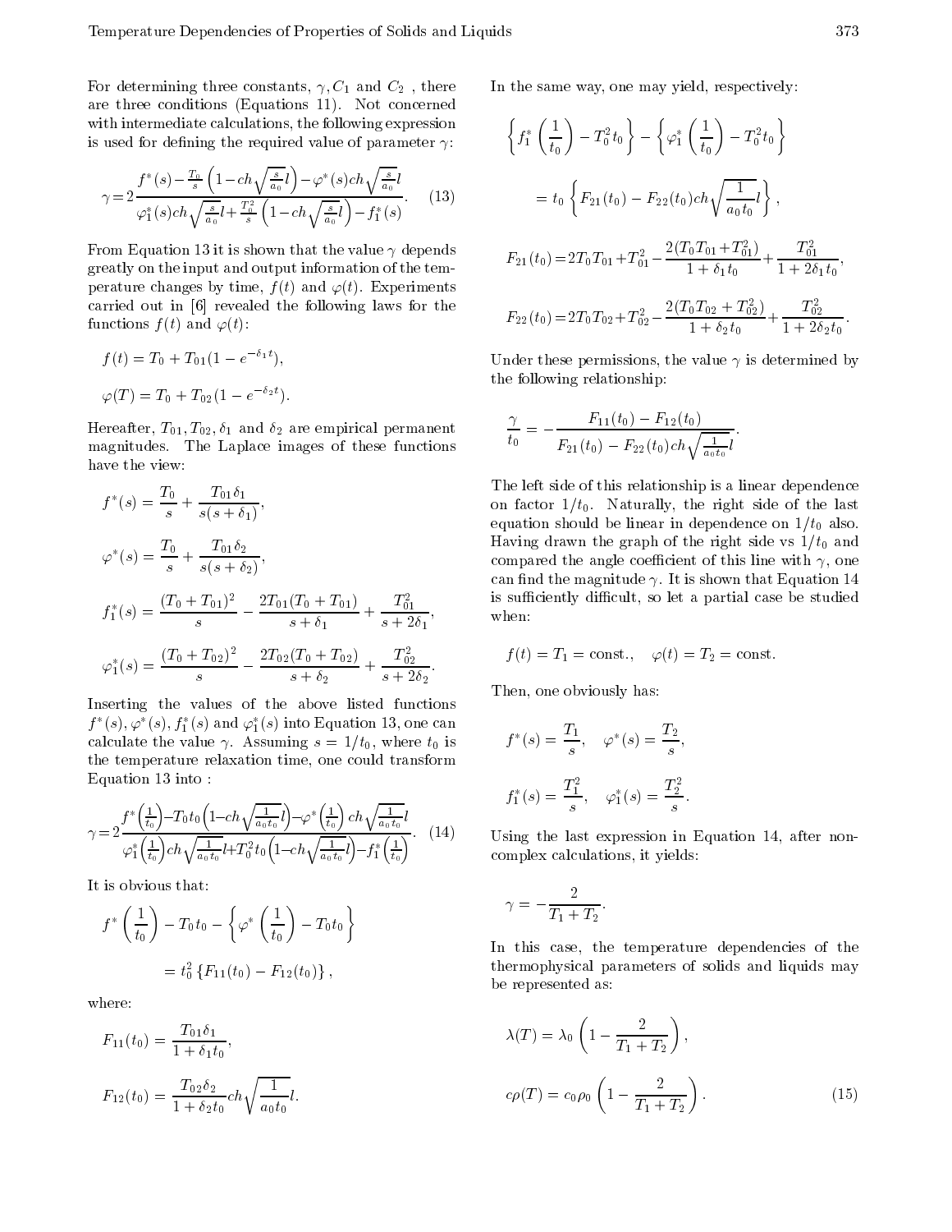For determining three constants, $\gamma, C_1$ and $C_2$ , there are three conditions (Equations 11). Not concerned with intermediate calculations, the following expression is used for defining the required value of parameter $\gamma$:

$$\gamma = 2\frac{f^*(s) - \frac{T_0}{s}\left(1 - ch\sqrt{\frac{s}{a_0}}l\right) - \varphi^*(s)ch\sqrt{\frac{s}{a_0}}l}{\varphi_1^*(s)ch\sqrt{\frac{s}{a_0}}l + \frac{T_0^2}{s}\left(1 - ch\sqrt{\frac{s}{a_0}}l\right) - f_1^*(s)}. \quad (13)$$

From Equation 13 it is shown that the value $\gamma$ depends greatly on the input and output information of the temperature changes by time, $f(t)$ and $\varphi(t)$. Experiments carried out in [6] revealed the following laws for the functions $f(t)$ and $\varphi(t)$:

$$f(t) = T_0 + T_{01}(1 - e^{-\delta_1 t}),$$

$$\varphi(T) = T_0 + T_{02}(1 - e^{-\delta_2 t}).$$

Hereafter, $T_{01}, T_{02}, \delta_1$ and $\delta_2$ are empirical permanent magnitudes. The Laplace images of these functions have the view:

$$f^*(s) = \frac{T_0}{s} + \frac{T_{01}\delta_1}{s(s+\delta_1)},$$

$$\varphi^*(s) = \frac{T_0}{s} + \frac{T_{01}\delta_2}{s(s+\delta_2)},$$

$$f_1^*(s) = \frac{(T_0+T_{01})^2}{s} - \frac{2T_{01}(T_0+T_{01})}{s+\delta_1} + \frac{T_{01}^2}{s+2\delta_1},$$

$$\varphi_1^*(s) = \frac{(T_0+T_{02})^2}{s} - \frac{2T_{02}(T_0+T_{02})}{s+\delta_2} + \frac{T_{02}^2}{s+2\delta_2}.$$

Inserting the values of the above listed functions $f^*(s), \varphi^*(s), f_1^*(s)$ and $\varphi_1^*(s)$ into Equation 13, one can calculate the value $\gamma$. Assuming $s = 1/t_0$, where $t_0$ is the temperature relaxation time, one could transform Equation 13 into :

$$\gamma = 2\frac{f^*\left(\frac{1}{t_0}\right) - T_0 t_0\left(1 - ch\sqrt{\frac{1}{a_0 t_0}}l\right) - \varphi^*\left(\frac{1}{t_0}\right)ch\sqrt{\frac{1}{a_0 t_0}}l}{\varphi_1^*\left(\frac{1}{t_0}\right)ch\sqrt{\frac{1}{a_0 t_0}}l + T_0^2 t_0\left(1 - ch\sqrt{\frac{1}{a_0 t_0}}l\right) - f_1^*\left(\frac{1}{t_0}\right)}. \quad (14)$$

It is obvious that:

$$f^*\left(\frac{1}{t_0}\right) - T_0 t_0 - \left\{\varphi^*\left(\frac{1}{t_0}\right) - T_0 t_0\right\}$$

$$= t_0^2\left\{F_{11}(t_0) - F_{12}(t_0)\right\},$$

where:

$$F_{11}(t_0) = \frac{T_{01}\delta_1}{1+\delta_1 t_0},$$

$$F_{12}(t_0) = \frac{T_{02}\delta_2}{1+\delta_2 t_0}ch\sqrt{\frac{1}{a_0 t_0}}l.$$

In the same way, one may yield, respectively:

$$\left\{f_1^*\left(\frac{1}{t_0}\right) - T_0^2 t_0\right\} - \left\{\varphi_1^*\left(\frac{1}{t_0}\right) - T_0^2 t_0\right\}$$

$$= t_0\left\{F_{21}(t_0) - F_{22}(t_0)ch\sqrt{\frac{1}{a_0 t_0}}l\right\},$$

$$F_{21}(t_0) = 2T_0T_{01} + T_{01}^2 - \frac{2(T_0T_{01} + T_{01}^2)}{1+\delta_1 t_0} + \frac{T_{01}^2}{1+2\delta_1 t_0},$$

$$F_{22}(t_0) = 2T_0T_{02} + T_{02}^2 - \frac{2(T_0T_{02} + T_{02}^2)}{1+\delta_2 t_0} + \frac{T_{02}^2}{1+2\delta_2 t_0}.$$

Under these permissions, the value $\gamma$ is determined by the following relationship:

$$\frac{\gamma}{t_0} = -\frac{F_{11}(t_0) - F_{12}(t_0)}{F_{21}(t_0) - F_{22}(t_0)ch\sqrt{\frac{1}{a_0 t_0}}l}.$$

The left side of this relationship is a linear dependence on factor $1/t_0$. Naturally, the right side of the last equation should be linear in dependence on $1/t_0$ also. Having drawn the graph of the right side vs $1/t_0$ and compared the angle coefficient of this line with $\gamma$, one can find the magnitude $\gamma$. It is shown that Equation 14 is sufficiently difficult, so let a partial case be studied when:

$$f(t) = T_1 = \text{const.}, \quad \varphi(t) = T_2 = \text{const.}$$

Then, one obviously has:

$$f^*(s) = \frac{T_1}{s}, \quad \varphi^*(s) = \frac{T_2}{s},$$

$$f_1^*(s) = \frac{T_1^2}{s}, \quad \varphi_1^*(s) = \frac{T_2^2}{s}.$$

Using the last expression in Equation 14, after non-complex calculations, it yields:

$$\gamma = -\frac{2}{T_1 + T_2}.$$

In this case, the temperature dependencies of the thermophysical parameters of solids and liquids may be represented as:

$$\lambda(T) = \lambda_0\left(1 - \frac{2}{T_1+T_2}\right),$$

$$c\rho(T) = c_0\rho_0\left(1 - \frac{2}{T_1+T_2}\right). \quad (15)$$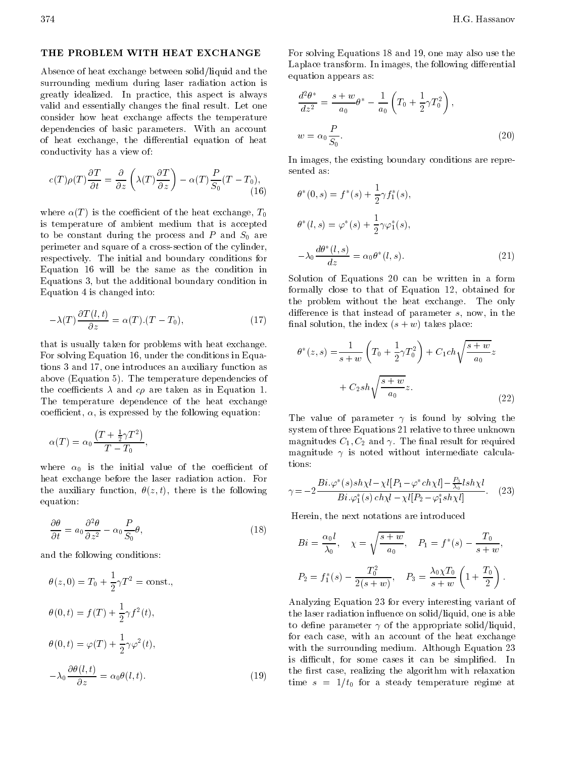## THE PROBLEM WITH HEAT EXCHANGE

Absence of heat exchange between solid/liquid and the surrounding medium during laser radiation action is greatly idealized. In practice, this aspect is always valid and essentially changes the final result. Let one consider how heat exchange affects the temperature dependencies of basic parameters. With an account of heat exchange, the differential equation of heat conductivity has a view of:

$$c(T)\rho(T)\frac{\partial T}{\partial t} = \frac{\partial}{\partial z}\left(\lambda(T)\frac{\partial T}{\partial z}\right) - \alpha(T)\frac{P}{S_0}(T - T_0), \tag{16}$$

where $\alpha(T)$ is the coefficient of the heat exchange, $T_0$ is temperature of ambient medium that is accepted to be constant during the process and $P$ and $S_0$ are perimeter and square of a cross-section of the cylinder, respectively. The initial and boundary conditions for Equation 16 will be the same as the condition in Equations 3, but the additional boundary condition in Equation 4 is changed into:

$$-\lambda(T)\frac{\partial T(l,t)}{\partial z} = \alpha(T).(T - T_0), \tag{17}$$

that is usually taken for problems with heat exchange. For solving Equation 16, under the conditions in Equations 3 and 17, one introduces an auxiliary function as above (Equation 5). The temperature dependencies of the coefficients $\lambda$ and $c\rho$ are taken as in Equation 1. The temperature dependence of the heat exchange coefficient, $\alpha$, is expressed by the following equation:

$$\alpha(T) = \alpha_0\frac{\left(T + \frac{1}{2}\gamma T^2\right)}{T - T_0},$$

where $\alpha_0$ is the initial value of the coefficient of heat exchange before the laser radiation action. For the auxiliary function, $\theta(z,t)$, there is the following equation:

$$\frac{\partial \theta}{\partial t} = a_0\frac{\partial^2 \theta}{\partial z^2} - \alpha_0\frac{P}{S_0}\theta, \tag{18}$$

and the following conditions:

$$\theta(z,0) = T_0 + \frac{1}{2}\gamma T^2 = \text{const.},$$

$$\theta(0,t) = f(T) + \frac{1}{2}\gamma f^2(t),$$

$$\theta(0,t) = \varphi(T) + \frac{1}{2}\gamma\varphi^2(t),$$

$$-\lambda_0\frac{\partial\theta(l,t)}{\partial z} = \alpha_0\theta(l,t). \tag{19}$$

For solving Equations 18 and 19, one may also use the Laplace transform. In images, the following differential equation appears as:

$$\frac{d^2\theta^*}{dz^2} = \frac{s+w}{a_0}\theta^* - \frac{1}{a_0}\left(T_0 + \frac{1}{2}\gamma T_0^2\right),$$

$$w = \alpha_0\frac{P}{S_0}. \tag{20}$$

In images, the existing boundary conditions are represented as:

$$\theta^*(0,s) = f^*(s) + \frac{1}{2}\gamma f_1^*(s),$$

$$\theta^*(l,s) = \varphi^*(s) + \frac{1}{2}\gamma\varphi_1^*(s),$$

$$-\lambda_0\frac{d\theta^*(l,s)}{dz} = \alpha_0\theta^*(l,s). \tag{21}$$

Solution of Equations 20 can be written in a form formally close to that of Equation 12, obtained for the problem without the heat exchange. The only difference is that instead of parameter $s$, now, in the final solution, the index $(s+w)$ takes place:

$$\theta^*(z,s) = \frac{1}{s+w}\left(T_0 + \frac{1}{2}\gamma T_0^2\right) + C_1 ch\sqrt{\frac{s+w}{a_0}}z + C_2 sh\sqrt{\frac{s+w}{a_0}}z. \tag{22}$$

The value of parameter $\gamma$ is found by solving the system of three Equations 21 relative to three unknown magnitudes $C_1, C_2$ and $\gamma$. The final result for required magnitude $\gamma$ is noted without intermediate calculations:

$$\gamma = -2\frac{Bi.\varphi^*(s)sh\chi l - \chi l[P_1 - \varphi^* ch\chi l] - \frac{P_3}{\lambda_0}lsh\chi l}{Bi.\varphi_1^*(s)\,ch\chi l - \chi l[P_2 - \varphi_1^* sh\chi l]}. \tag{23}$$

Herein, the next notations are introduced

$$Bi = \frac{\alpha_0 l}{\lambda_0}, \quad \chi = \sqrt{\frac{s+w}{a_0}}, \quad P_1 = f^*(s) - \frac{T_0}{s+w},$$

$$P_2 = f_1^*(s) - \frac{T_0^2}{2(s+w)}, \quad P_3 = \frac{\lambda_0\chi T_0}{s+w}\left(1 + \frac{T_0}{2}\right).$$

Analyzing Equation 23 for every interesting variant of the laser radiation influence on solid/liquid, one is able to define parameter $\gamma$ of the appropriate solid/liquid, for each case, with an account of the heat exchange with the surrounding medium. Although Equation 23 is difficult, for some cases it can be simplified. In the first case, realizing the algorithm with relaxation time $s = 1/t_0$ for a steady temperature regime at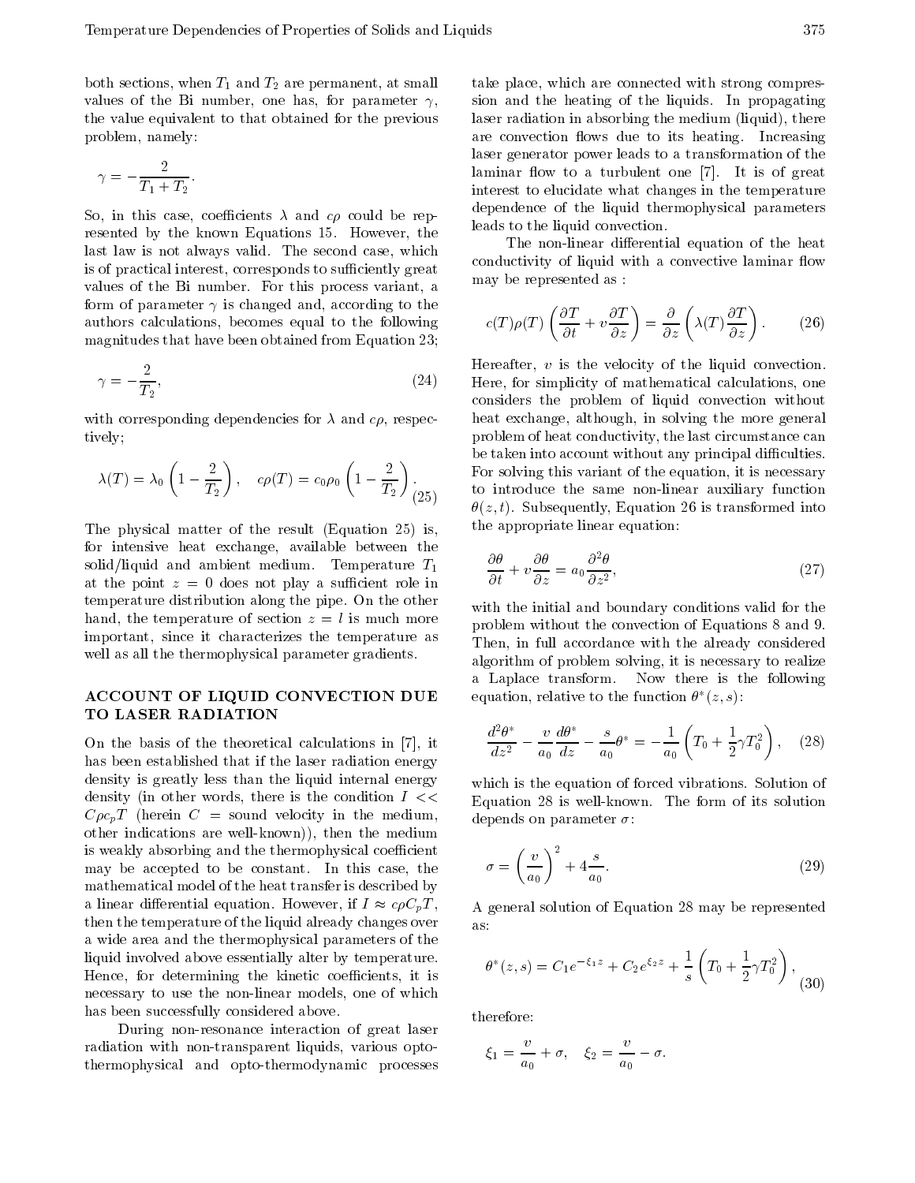both sections, when $T_1$ and $T_2$ are permanent, at small values of the Bi number, one has, for parameter $\gamma$, the value equivalent to that obtained for the previous problem, namely:

$$\gamma = -\frac{2}{T_1 + T_2}.$$

So, in this case, coefficients $\lambda$ and $c\rho$ could be represented by the known Equations 15. However, the last law is not always valid. The second case, which is of practical interest, corresponds to sufficiently great values of the Bi number. For this process variant, a form of parameter $\gamma$ is changed and, according to the authors calculations, becomes equal to the following magnitudes that have been obtained from Equation 23;

$$\gamma = -\frac{2}{T_2}, \tag{24}$$

with corresponding dependencies for $\lambda$ and $c\rho$, respectively;

$$\lambda(T) = \lambda_0 \left(1 - \frac{2}{T_2}\right), \quad c\rho(T) = c_0\rho_0 \left(1 - \frac{2}{T_2}\right). \tag{25}$$

The physical matter of the result (Equation 25) is, for intensive heat exchange, available between the solid/liquid and ambient medium. Temperature $T_1$ at the point $z = 0$ does not play a sufficient role in temperature distribution along the pipe. On the other hand, the temperature of section $z = l$ is much more important, since it characterizes the temperature as well as all the thermophysical parameter gradients.

## ACCOUNT OF LIQUID CONVECTION DUE TO LASER RADIATION

On the basis of the theoretical calculations in [7], it has been established that if the laser radiation energy density is greatly less than the liquid internal energy density (in other words, there is the condition $I << C\rho c_p T$ (herein $C$ = sound velocity in the medium, other indications are well-known)), then the medium is weakly absorbing and the thermophysical coefficient may be accepted to be constant. In this case, the mathematical model of the heat transfer is described by a linear differential equation. However, if $I \approx c\rho C_p T$, then the temperature of the liquid already changes over a wide area and the thermophysical parameters of the liquid involved above essentially alter by temperature. Hence, for determining the kinetic coefficients, it is necessary to use the non-linear models, one of which has been successfully considered above.

During non-resonance interaction of great laser radiation with non-transparent liquids, various opto-thermophysical and opto-thermodynamic processes take place, which are connected with strong compression and the heating of the liquids. In propagating laser radiation in absorbing the medium (liquid), there are convection flows due to its heating. Increasing laser generator power leads to a transformation of the laminar flow to a turbulent one [7]. It is of great interest to elucidate what changes in the temperature dependence of the liquid thermophysical parameters leads to the liquid convection.

The non-linear differential equation of the heat conductivity of liquid with a convective laminar flow may be represented as :

$$c(T)\rho(T)\left(\frac{\partial T}{\partial t} + v\frac{\partial T}{\partial z}\right) = \frac{\partial}{\partial z}\left(\lambda(T)\frac{\partial T}{\partial z}\right). \tag{26}$$

Hereafter, $v$ is the velocity of the liquid convection. Here, for simplicity of mathematical calculations, one considers the problem of liquid convection without heat exchange, although, in solving the more general problem of heat conductivity, the last circumstance can be taken into account without any principal difficulties. For solving this variant of the equation, it is necessary to introduce the same non-linear auxiliary function $\theta(z,t)$. Subsequently, Equation 26 is transformed into the appropriate linear equation:

$$\frac{\partial \theta}{\partial t} + v\frac{\partial \theta}{\partial z} = a_0\frac{\partial^2 \theta}{\partial z^2}, \tag{27}$$

with the initial and boundary conditions valid for the problem without the convection of Equations 8 and 9. Then, in full accordance with the already considered algorithm of problem solving, it is necessary to realize a Laplace transform. Now there is the following equation, relative to the function $\theta^*(z,s)$:

$$\frac{d^2\theta^*}{dz^2} - \frac{v}{a_0}\frac{d\theta^*}{dz} - \frac{s}{a_0}\theta^* = -\frac{1}{a_0}\left(T_0 + \frac{1}{2}\gamma T_0^2\right), \tag{28}$$

which is the equation of forced vibrations. Solution of Equation 28 is well-known. The form of its solution depends on parameter $\sigma$:

$$\sigma = \left(\frac{v}{a_0}\right)^2 + 4\frac{s}{a_0}. \tag{29}$$

A general solution of Equation 28 may be represented as:

$$\theta^*(z,s) = C_1 e^{-\xi_1 z} + C_2 e^{\xi_2 z} + \frac{1}{s}\left(T_0 + \frac{1}{2}\gamma T_0^2\right), \tag{30}$$

therefore:

$$\xi_1 = \frac{v}{a_0} + \sigma, \quad \xi_2 = \frac{v}{a_0} - \sigma.$$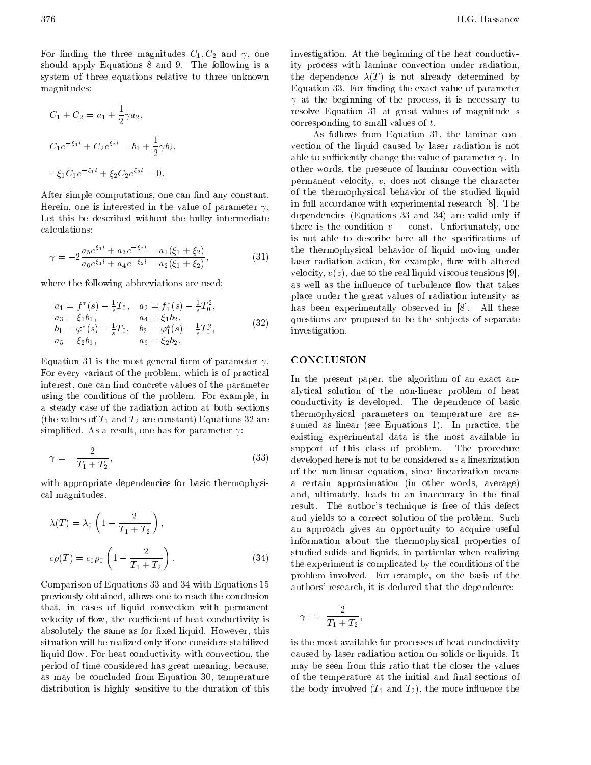For finding the three magnitudes $C_1, C_2$ and $\gamma$, one should apply Equations 8 and 9. The following is a system of three equations relative to three unknown magnitudes:

$$C_1 + C_2 = a_1 + \frac{1}{2}\gamma a_2,$$

$$C_1 e^{-\xi_1 l} + C_2 e^{\xi_2 l} = b_1 + \frac{1}{2}\gamma b_2,$$

$$-\xi_1 C_1 e^{-\xi_1 l} + \xi_2 C_2 e^{\xi_2 l} = 0.$$

After simple computations, one can find any constant. Herein, one is interested in the value of parameter $\gamma$. Let this be described without the bulky intermediate calculations:

$$\gamma = -2\frac{a_5 e^{\xi_1 l} + a_3 e^{-\xi_2 l} - a_1(\xi_1 + \xi_2)}{a_6 e^{\xi_1 l} + a_4 e^{-\xi_2 l} - a_2(\xi_1 + \xi_2)}, \tag{31}$$

where the following abbreviations are used:

$$\begin{array}{ll} a_1 = f^*(s) - \frac{1}{s}T_0, & a_2 = f_1^*(s) - \frac{1}{s}T_0^2, \\ a_3 = \xi_1 b_1, & a_4 = \xi_1 b_2, \\ b_1 = \varphi^*(s) - \frac{1}{s}T_0, & b_2 = \varphi_1^*(s) - \frac{1}{s}T_0^2, \\ a_5 = \xi_2 b_1, & a_6 = \xi_2 b_2. \end{array} \tag{32}$$

Equation 31 is the most general form of parameter $\gamma$. For every variant of the problem, which is of practical interest, one can find concrete values of the parameter using the conditions of the problem. For example, in a steady case of the radiation action at both sections (the values of $T_1$ and $T_2$ are constant) Equations 32 are simplified. As a result, one has for parameter $\gamma$:

$$\gamma = -\frac{2}{T_1 + T_2}, \tag{33}$$

with appropriate dependencies for basic thermophysical magnitudes.

$$\lambda(T) = \lambda_0\left(1 - \frac{2}{T_1 + T_2}\right),$$

$$c\rho(T) = c_0\rho_0\left(1 - \frac{2}{T_1 + T_2}\right). \tag{34}$$

Comparison of Equations 33 and 34 with Equations 15 previously obtained, allows one to reach the conclusion that, in cases of liquid convection with permanent velocity of flow, the coefficient of heat conductivity is absolutely the same as for fixed liquid. However, this situation will be realized only if one considers stabilized liquid flow. For heat conductivity with convection, the period of time considered has great meaning, because, as may be concluded from Equation 30, temperature distribution is highly sensitive to the duration of this investigation. At the beginning of the heat conductivity process with laminar convection under radiation, the dependence $\lambda(T)$ is not already determined by Equation 33. For finding the exact value of parameter $\gamma$ at the beginning of the process, it is necessary to resolve Equation 31 at great values of magnitude $s$ corresponding to small values of $t$.

As follows from Equation 31, the laminar convection of the liquid caused by laser radiation is not able to sufficiently change the value of parameter $\gamma$. In other words, the presence of laminar convection with permanent velocity, $v$, does not change the character of the thermophysical behavior of the studied liquid in full accordance with experimental research [8]. The dependencies (Equations 33 and 34) are valid only if there is the condition $v = \text{const}$. Unfortunately, one is not able to describe here all the specifications of the thermophysical behavior of liquid moving under laser radiation action, for example, flow with altered velocity, $v(z)$, due to the real liquid viscous tensions [9], as well as the influence of turbulence flow that takes place under the great values of radiation intensity as has been experimentally observed in [8]. All these questions are proposed to be the subjects of separate investigation.

## CONCLUSION

In the present paper, the algorithm of an exact analytical solution of the non-linear problem of heat conductivity is developed. The dependence of basic thermophysical parameters on temperature are assumed as linear (see Equations 1). In practice, the existing experimental data is the most available in support of this class of problem. The procedure developed here is not to be considered as a linearization of the non-linear equation, since linearization means a certain approximation (in other words, average) and, ultimately, leads to an inaccuracy in the final result. The author's technique is free of this defect and yields to a correct solution of the problem. Such an approach gives an opportunity to acquire useful information about the thermophysical properties of studied solids and liquids, in particular when realizing the experiment is complicated by the conditions of the problem involved. For example, on the basis of the authors' research, it is deduced that the dependence:

$$\gamma = -\frac{2}{T_1 + T_2},$$

is the most available for processes of heat conductivity caused by laser radiation action on solids or liquids. It may be seen from this ratio that the closer the values of the temperature at the initial and final sections of the body involved ($T_1$ and $T_2$), the more influence the